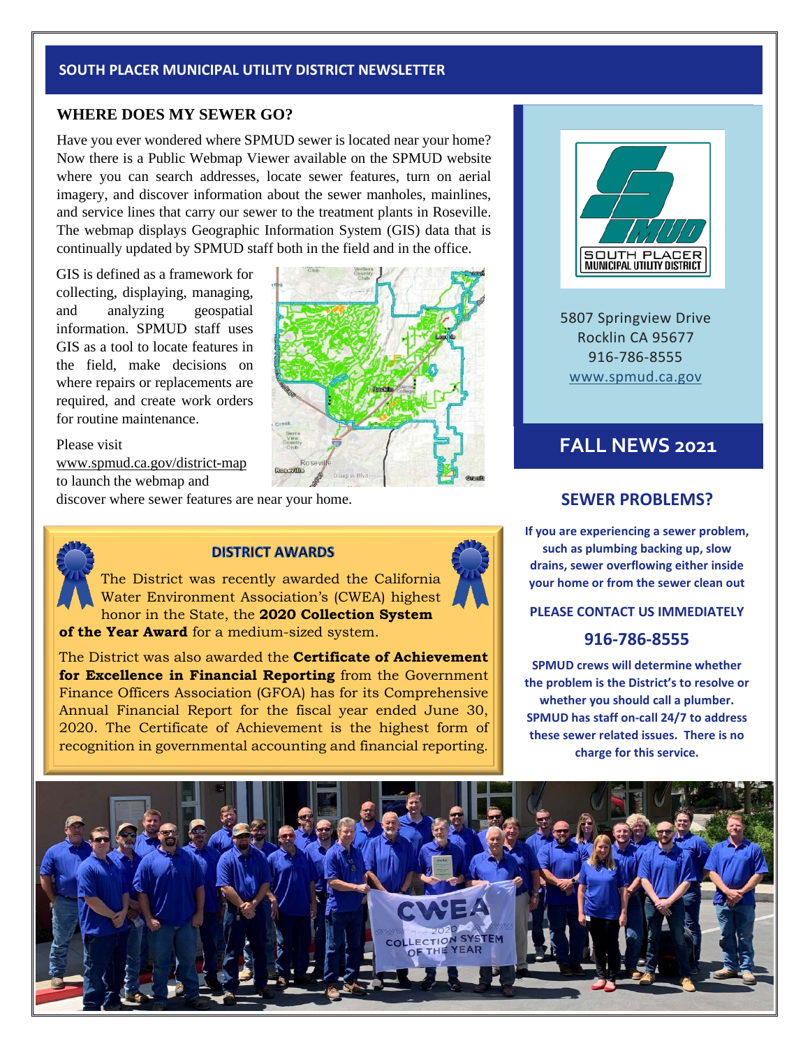# SOUTH PLACER MUNICIPAL UTILITY DISTRICT NEWSLETTER

## WHERE DOES MY SEWER GO?

Have you ever wondered where SPMUD sewer is located near your home? Now there is a Public Webmap Viewer available on the SPMUD website where you can search addresses, locate sewer features, turn on aerial imagery, and discover information about the sewer manholes, mainlines, and service lines that carry our sewer to the treatment plants in Roseville. The webmap displays Geographic Information System (GIS) data that is continually updated by SPMUD staff both in the field and in the office.

GIS is defined as a framework for collecting, displaying, managing, and analyzing geospatial information. SPMUD staff uses GIS as a tool to locate features in the field, make decisions on where repairs or replacements are required, and create work orders for routine maintenance.

Please visit www.spmud.ca.gov/district-map to launch the webmap and discover where sewer features are near your home.

### DISTRICT AWARDS

The District was recently awarded the California Water Environment Association's (CWEA) highest honor in the State, the **2020 Collection System of the Year Award** for a medium-sized system.

The District was also awarded the **Certificate of Achievement for Excellence in Financial Reporting** from the Government Finance Officers Association (GFOA) has for its Comprehensive Annual Financial Report for the fiscal year ended June 30, 2020. The Certificate of Achievement is the highest form of recognition in governmental accounting and financial reporting.

SOUTH PLACER MUNICIPAL UTILITY DISTRICT

5807 Springview Drive
Rocklin CA 95677
916-786-8555
www.spmud.ca.gov

## FALL NEWS 2021

## SEWER PROBLEMS?

**If you are experiencing a sewer problem, such as plumbing backing up, slow drains, sewer overflowing either inside your home or from the sewer clean out**

**PLEASE CONTACT US IMMEDIATELY**

**916-786-8555**

**SPMUD crews will determine whether the problem is the District's to resolve or whether you should call a plumber. SPMUD has staff on-call 24/7 to address these sewer related issues. There is no charge for this service.**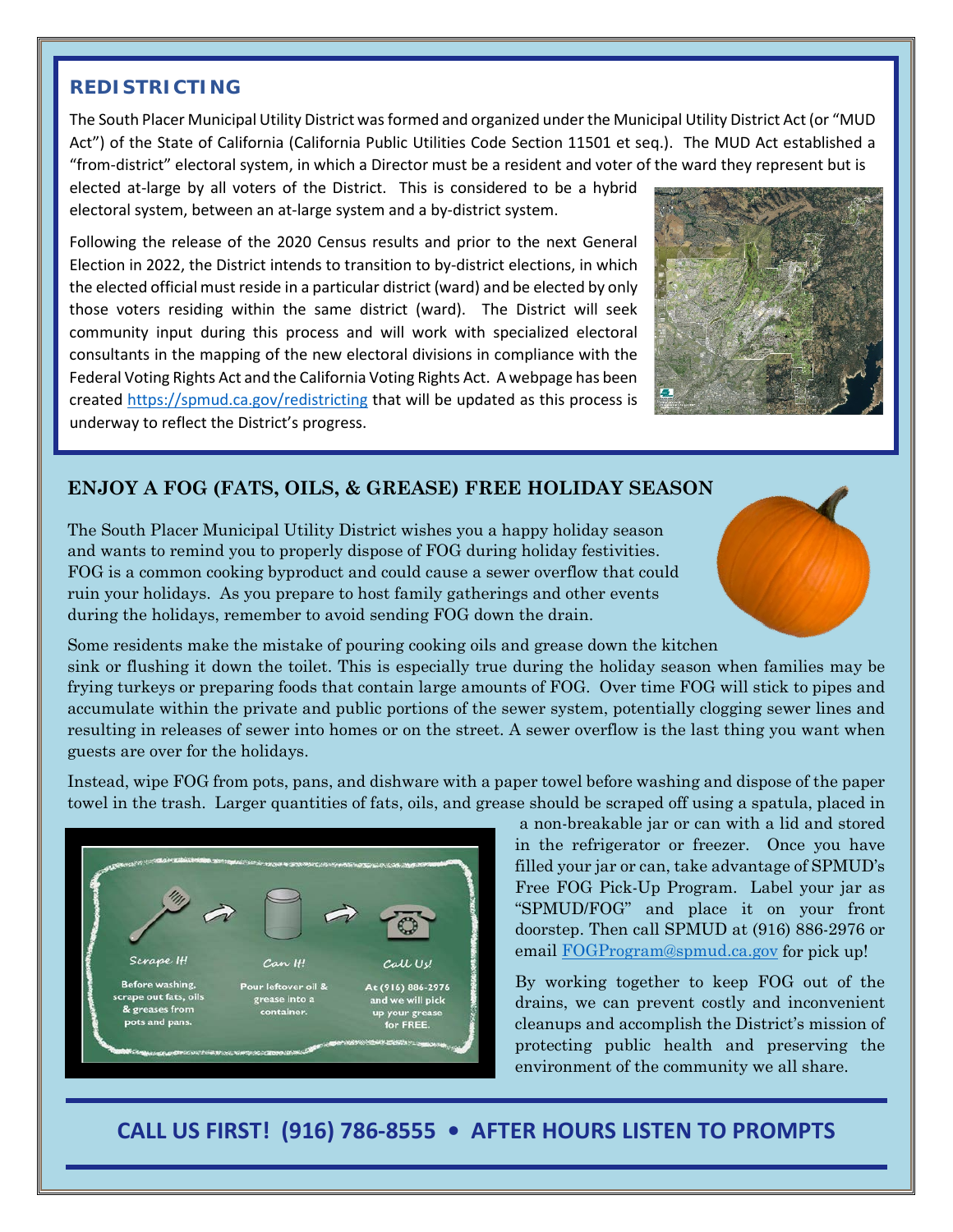## REDISTRICTING

The South Placer Municipal Utility District was formed and organized under the Municipal Utility District Act (or "MUD Act") of the State of California (California Public Utilities Code Section 11501 et seq.). The MUD Act established a "from-district" electoral system, in which a Director must be a resident and voter of the ward they represent but is elected at-large by all voters of the District. This is considered to be a hybrid electoral system, between an at-large system and a by-district system.

Following the release of the 2020 Census results and prior to the next General Election in 2022, the District intends to transition to by-district elections, in which the elected official must reside in a particular district (ward) and be elected by only those voters residing within the same district (ward). The District will seek community input during this process and will work with specialized electoral consultants in the mapping of the new electoral divisions in compliance with the Federal Voting Rights Act and the California Voting Rights Act. A webpage has been created https://spmud.ca.gov/redistricting that will be updated as this process is underway to reflect the District's progress.

## ENJOY A FOG (FATS, OILS, & GREASE) FREE HOLIDAY SEASON

The South Placer Municipal Utility District wishes you a happy holiday season and wants to remind you to properly dispose of FOG during holiday festivities. FOG is a common cooking byproduct and could cause a sewer overflow that could ruin your holidays. As you prepare to host family gatherings and other events during the holidays, remember to avoid sending FOG down the drain.

Some residents make the mistake of pouring cooking oils and grease down the kitchen sink or flushing it down the toilet. This is especially true during the holiday season when families may be frying turkeys or preparing foods that contain large amounts of FOG. Over time FOG will stick to pipes and accumulate within the private and public portions of the sewer system, potentially clogging sewer lines and resulting in releases of sewer into homes or on the street. A sewer overflow is the last thing you want when guests are over for the holidays.

Instead, wipe FOG from pots, pans, and dishware with a paper towel before washing and dispose of the paper towel in the trash. Larger quantities of fats, oils, and grease should be scraped off using a spatula, placed in a non-breakable jar or can with a lid and stored in the refrigerator or freezer. Once you have filled your jar or can, take advantage of SPMUD's Free FOG Pick-Up Program. Label your jar as "SPMUD/FOG" and place it on your front doorstep. Then call SPMUD at (916) 886-2976 or email FOGProgram@spmud.ca.gov for pick up!

Scrape It! Before washing, scrape out fats, oils & greases from pots and pans.

Can It! Pour leftover oil & grease into a container.

Call Us! At (916) 886-2976 and we will pick up your grease for FREE.

By working together to keep FOG out of the drains, we can prevent costly and inconvenient cleanups and accomplish the District's mission of protecting public health and preserving the environment of the community we all share.

**CALL US FIRST! (916) 786-8555 • AFTER HOURS LISTEN TO PROMPTS**